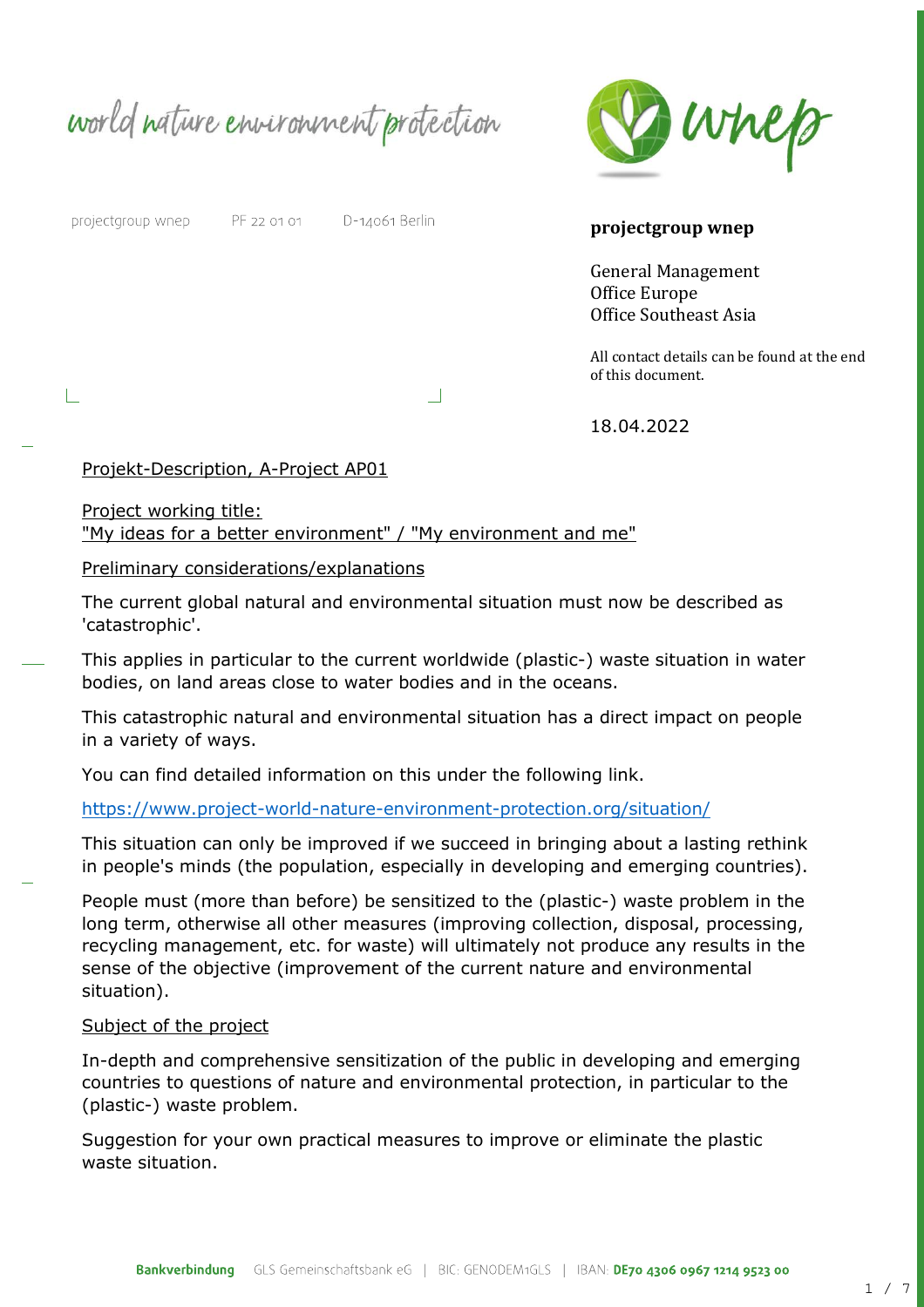world nature environment protection

projectgroup wnep PF 22 01 01 D-14061 Berlin

**projectgroup wnep**

General Management
Office Europe
Office Southeast Asia

All contact details can be found at the end of this document.

18.04.2022

Projekt-Description, A-Project AP01

Project working title:
"My ideas for a better environment" / "My environment and me"

Preliminary considerations/explanations

The current global natural and environmental situation must now be described as 'catastrophic'.

This applies in particular to the current worldwide (plastic-) waste situation in water bodies, on land areas close to water bodies and in the oceans.

This catastrophic natural and environmental situation has a direct impact on people in a variety of ways.

You can find detailed information on this under the following link.

https://www.project-world-nature-environment-protection.org/situation/

This situation can only be improved if we succeed in bringing about a lasting rethink in people's minds (the population, especially in developing and emerging countries).

People must (more than before) be sensitized to the (plastic-) waste problem in the long term, otherwise all other measures (improving collection, disposal, processing, recycling management, etc. for waste) will ultimately not produce any results in the sense of the objective (improvement of the current nature and environmental situation).

Subject of the project

In-depth and comprehensive sensitization of the public in developing and emerging countries to questions of nature and environmental protection, in particular to the (plastic-) waste problem.

Suggestion for your own practical measures to improve or eliminate the plastic waste situation.

Bankverbindung GLS Gemeinschaftsbank eG | BIC: GENODEM1GLS | IBAN: DE70 4306 0967 1214 9523 00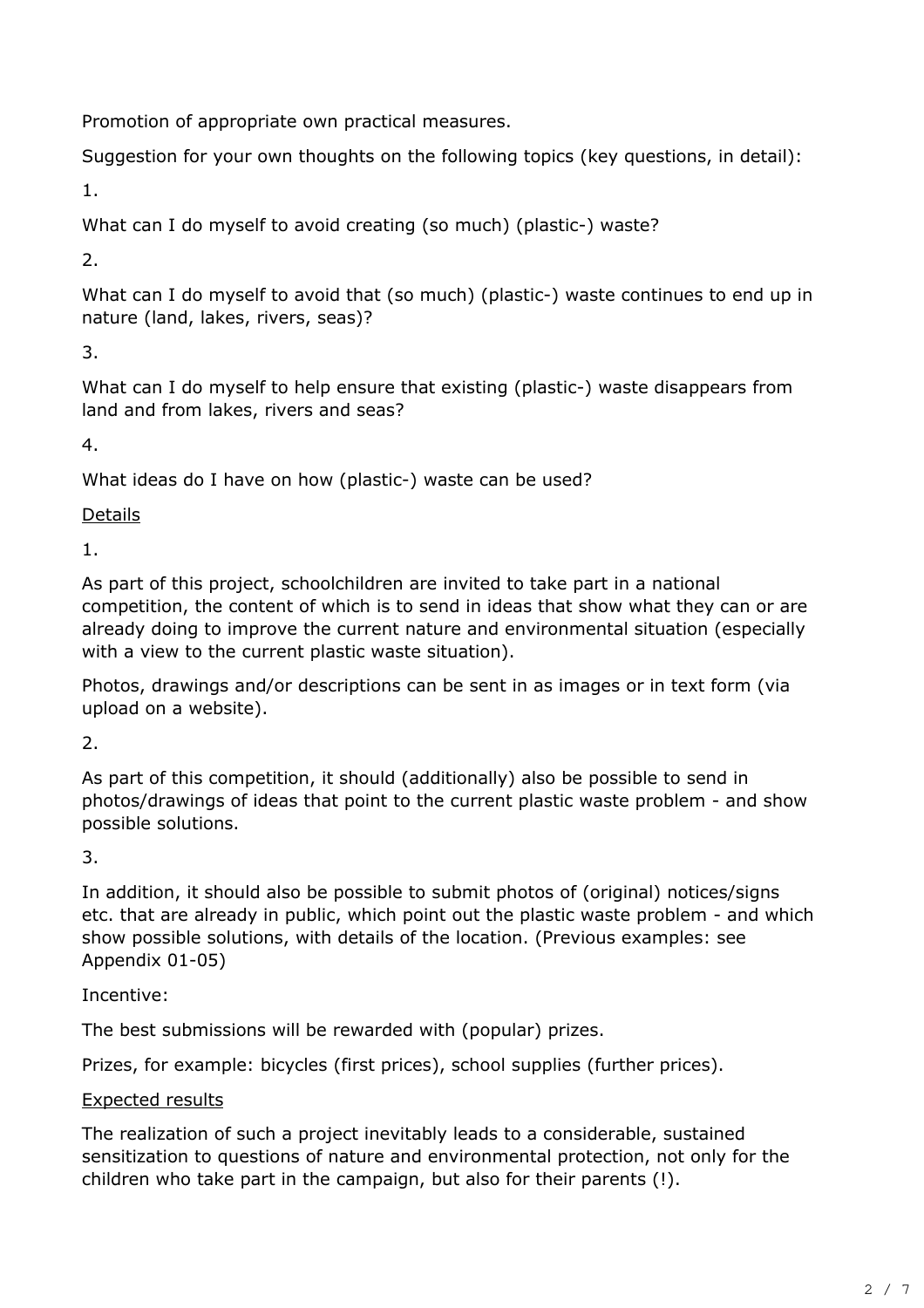Promotion of appropriate own practical measures.

Suggestion for your own thoughts on the following topics (key questions, in detail):

1. What can I do myself to avoid creating (so much) (plastic-) waste?

2. What can I do myself to avoid that (so much) (plastic-) waste continues to end up in nature (land, lakes, rivers, seas)?

3. What can I do myself to help ensure that existing (plastic-) waste disappears from land and from lakes, rivers and seas?

4. What ideas do I have on how (plastic-) waste can be used?

<u>Details</u>

1. As part of this project, schoolchildren are invited to take part in a national competition, the content of which is to send in ideas that show what they can or are already doing to improve the current nature and environmental situation (especially with a view to the current plastic waste situation).

   Photos, drawings and/or descriptions can be sent in as images or in text form (via upload on a website).

2. As part of this competition, it should (additionally) also be possible to send in photos/drawings of ideas that point to the current plastic waste problem - and show possible solutions.

3. In addition, it should also be possible to submit photos of (original) notices/signs etc. that are already in public, which point out the plastic waste problem - and which show possible solutions, with details of the location. (Previous examples: see Appendix 01-05)

Incentive:

The best submissions will be rewarded with (popular) prizes.

Prizes, for example: bicycles (first prices), school supplies (further prices).

<u>Expected results</u>

The realization of such a project inevitably leads to a considerable, sustained sensitization to questions of nature and environmental protection, not only for the children who take part in the campaign, but also for their parents (!).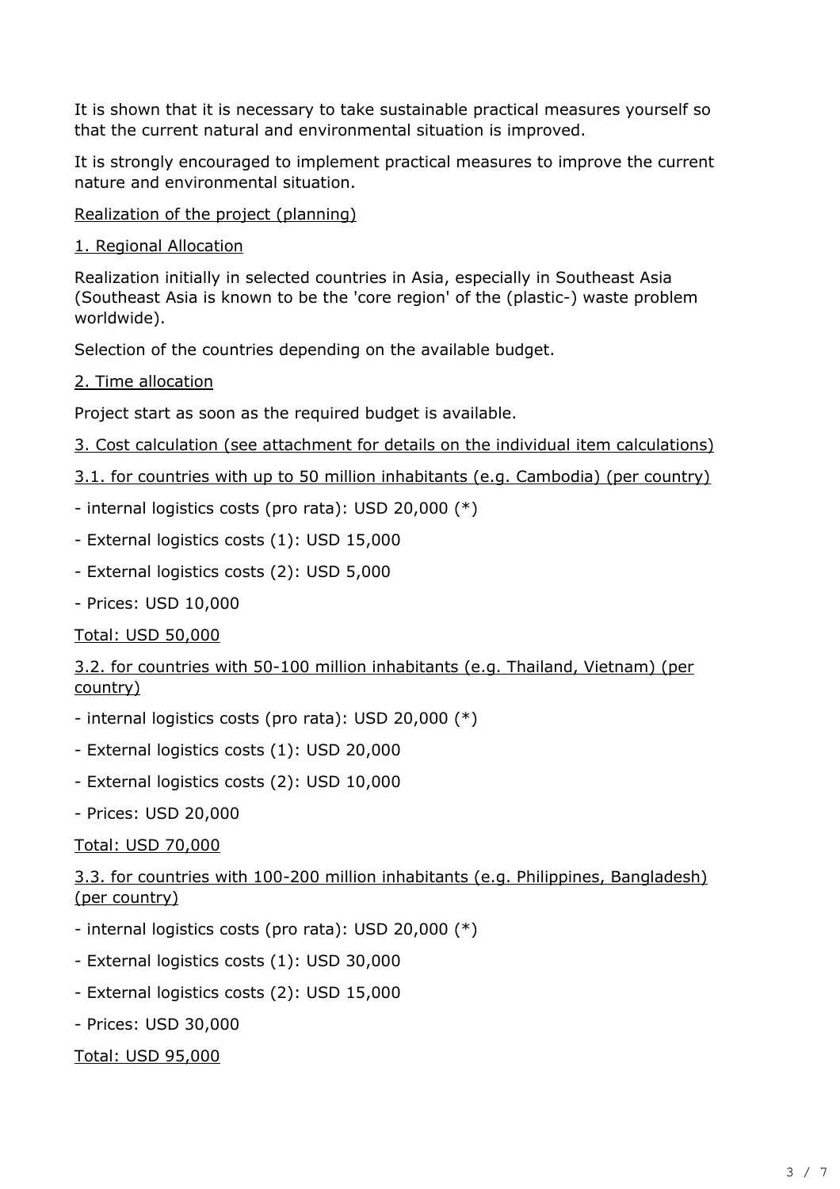It is shown that it is necessary to take sustainable practical measures yourself so that the current natural and environmental situation is improved.

It is strongly encouraged to implement practical measures to improve the current nature and environmental situation.

<u>Realization of the project (planning)</u>

<u>1. Regional Allocation</u>

Realization initially in selected countries in Asia, especially in Southeast Asia (Southeast Asia is known to be the 'core region' of the (plastic-) waste problem worldwide).

Selection of the countries depending on the available budget.

<u>2. Time allocation</u>

Project start as soon as the required budget is available.

<u>3. Cost calculation (see attachment for details on the individual item calculations)</u>

<u>3.1. for countries with up to 50 million inhabitants (e.g. Cambodia) (per country)</u>

- internal logistics costs (pro rata): USD 20,000 (*)
- External logistics costs (1): USD 15,000
- External logistics costs (2): USD 5,000
- Prices: USD 10,000

<u>Total: USD 50,000</u>

<u>3.2. for countries with 50-100 million inhabitants (e.g. Thailand, Vietnam) (per country)</u>

- internal logistics costs (pro rata): USD 20,000 (*)
- External logistics costs (1): USD 20,000
- External logistics costs (2): USD 10,000
- Prices: USD 20,000

<u>Total: USD 70,000</u>

<u>3.3. for countries with 100-200 million inhabitants (e.g. Philippines, Bangladesh) (per country)</u>

- internal logistics costs (pro rata): USD 20,000 (*)
- External logistics costs (1): USD 30,000
- External logistics costs (2): USD 15,000
- Prices: USD 30,000

<u>Total: USD 95,000</u>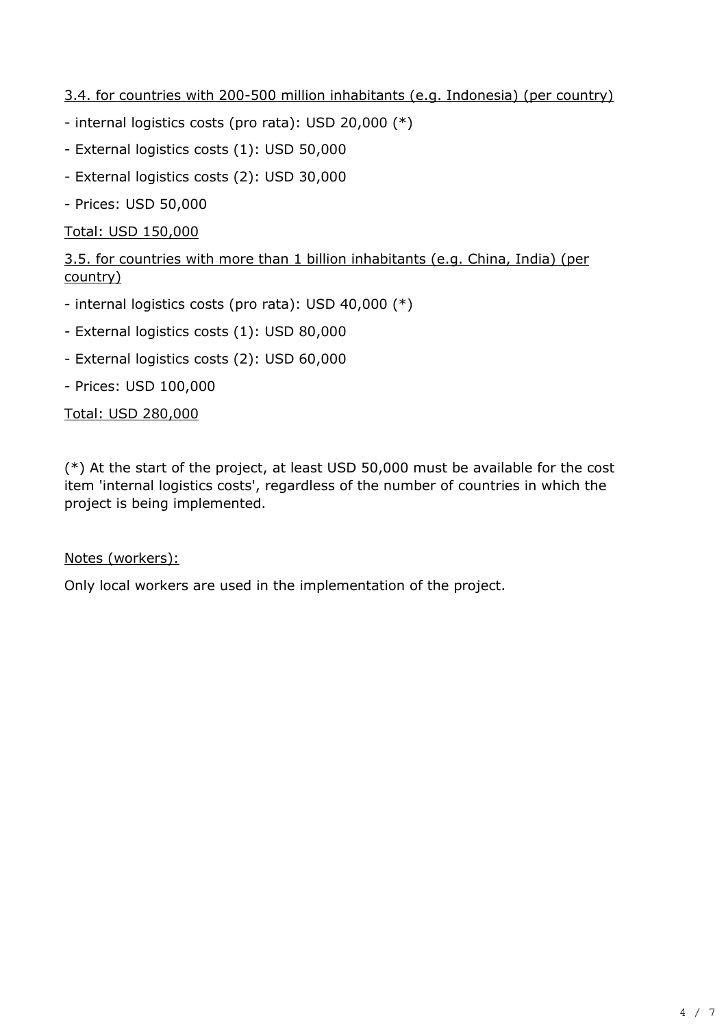<u>3.4. for countries with 200-500 million inhabitants (e.g. Indonesia) (per country)</u>

- internal logistics costs (pro rata): USD 20,000 (*)
- External logistics costs (1): USD 50,000
- External logistics costs (2): USD 30,000
- Prices: USD 50,000

<u>Total: USD 150,000</u>

<u>3.5. for countries with more than 1 billion inhabitants (e.g. China, India) (per country)</u>

- internal logistics costs (pro rata): USD 40,000 (*)
- External logistics costs (1): USD 80,000
- External logistics costs (2): USD 60,000
- Prices: USD 100,000

<u>Total: USD 280,000</u>

(*) At the start of the project, at least USD 50,000 must be available for the cost item 'internal logistics costs', regardless of the number of countries in which the project is being implemented.

<u>Notes (workers):</u>

Only local workers are used in the implementation of the project.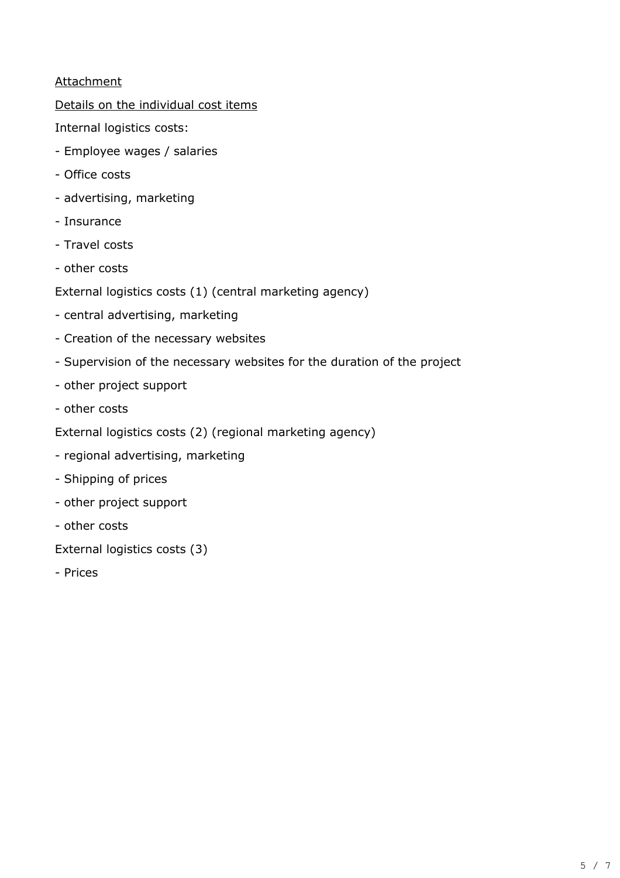<u>Attachment</u>

<u>Details on the individual cost items</u>

Internal logistics costs:

- Employee wages / salaries
- Office costs
- advertising, marketing
- Insurance
- Travel costs
- other costs

External logistics costs (1) (central marketing agency)

- central advertising, marketing
- Creation of the necessary websites
- Supervision of the necessary websites for the duration of the project
- other project support
- other costs

External logistics costs (2) (regional marketing agency)

- regional advertising, marketing
- Shipping of prices
- other project support
- other costs

External logistics costs (3)

- Prices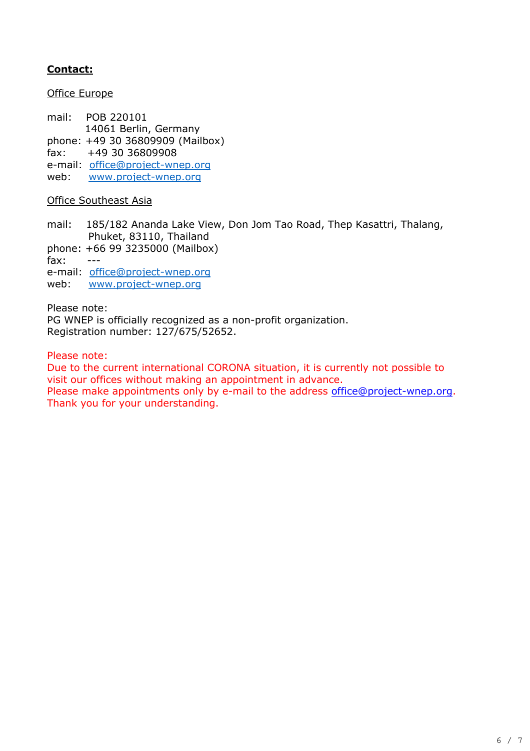**Contact:**

Office Europe

mail: POB 220101
14061 Berlin, Germany
phone: +49 30 36809909 (Mailbox)
fax: +49 30 36809908
e-mail: office@project-wnep.org
web: www.project-wnep.org

Office Southeast Asia

mail: 185/182 Ananda Lake View, Don Jom Tao Road, Thep Kasattri, Thalang, Phuket, 83110, Thailand
phone: +66 99 3235000 (Mailbox)
fax: ---
e-mail: office@project-wnep.org
web: www.project-wnep.org

Please note:
PG WNEP is officially recognized as a non-profit organization.
Registration number: 127/675/52652.

Please note:
Due to the current international CORONA situation, it is currently not possible to visit our offices without making an appointment in advance.
Please make appointments only by e-mail to the address office@project-wnep.org.
Thank you for your understanding.